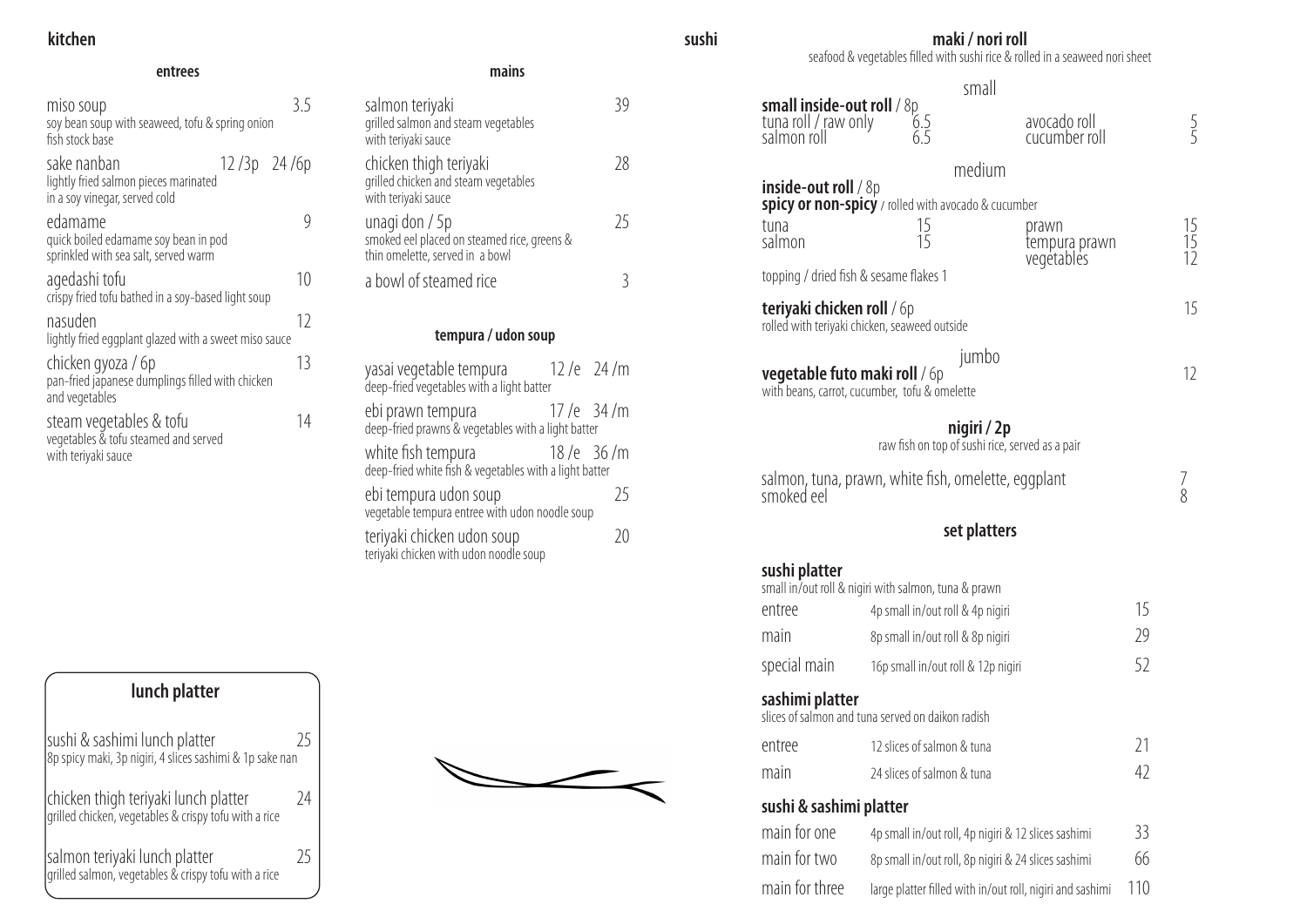# kitchen

## entrees

| Item | Price |
|---|---|
| **miso soup**<br>soy bean soup with seaweed, tofu & spring onion fish stock base | 3.5 |
| **sake nanban**<br>lightly fried salmon pieces marinated in a soy vinegar, served cold | 12 /3p 24 /6p |
| **edamame**<br>quick boiled edamame soy bean in pod sprinkled with sea salt, served warm | 9 |
| **agedashi tofu**<br>crispy fried tofu bathed in a soy-based light soup | 10 |
| **nasuden**<br>lightly fried eggplant glazed with a sweet miso sauce | 12 |
| **chicken gyoza / 6p**<br>pan-fried japanese dumplings filled with chicken and vegetables | 13 |
| **steam vegetables & tofu**<br>vegetables & tofu steamed and served with teriyaki sauce | 14 |

## mains

| Item | Price |
|---|---|
| **salmon teriyaki**<br>grilled salmon and steam vegetables with teriyaki sauce | 39 |
| **chicken thigh teriyaki**<br>grilled chicken and steam vegetables with teriyaki sauce | 28 |
| **unagi don / 5p**<br>smoked eel placed on steamed rice, greens & thin omelette, served in a bowl | 25 |
| **a bowl of steamed rice** | 3 |

## tempura / udon soup

| Item | Price |
|---|---|
| **yasai vegetable tempura**<br>deep-fried vegetables with a light batter | 12 /e 24 /m |
| **ebi prawn tempura**<br>deep-fried prawns & vegetables with a light batter | 17 /e 34 /m |
| **white fish tempura**<br>deep-fried white fish & vegetables with a light batter | 18 /e 36 /m |
| **ebi tempura udon soup**<br>vegetable tempura entree with udon noodle soup | 25 |
| **teriyaki chicken udon soup**<br>teriyaki chicken with udon noodle soup | 20 |

## lunch platter

| Item | Price |
|---|---|
| **sushi & sashimi lunch platter**<br>8p spicy maki, 3p nigiri, 4 slices sashimi & 1p sake nan | 25 |
| **chicken thigh teriyaki lunch platter**<br>grilled chicken, vegetables & crispy tofu with a rice | 24 |
| **salmon teriyaki lunch platter**<br>grilled salmon, vegetables & crispy tofu with a rice | 25 |

# sushi

## maki / nori roll

seafood & vegetables filled with sushi rice & rolled in a seaweed nori sheet

### small

**small inside-out roll** / 8p

| Item | Price | Item | Price |
|---|---|---|---|
| tuna roll / raw only | 6.5 | avocado roll | 5 |
| salmon roll | 6.5 | cucumber roll | 5 |

### medium

**inside-out roll** / 8p
**spicy or non-spicy** / rolled with avocado & cucumber

| Item | Price | Item | Price |
|---|---|---|---|
| tuna | 15 | prawn | 15 |
| salmon | 15 | tempura prawn | 15 |
| | | vegetables | 12 |

topping / dried fish & sesame flakes 1

**teriyaki chicken roll** / 6p — 15
rolled with teriyaki chicken, seaweed outside

### jumbo

**vegetable futo maki roll** / 6p — 12
with beans, carrot, cucumber, tofu & omelette

## nigiri / 2p

raw fish on top of sushi rice, served as a pair

| Item | Price |
|---|---|
| salmon, tuna, prawn, white fish, omelette, eggplant | 7 |
| smoked eel | 8 |

## set platters

### sushi platter

small in/out roll & nigiri with salmon, tuna & prawn

| Size | Contents | Price |
|---|---|---|
| entree | 4p small in/out roll & 4p nigiri | 15 |
| main | 8p small in/out roll & 8p nigiri | 29 |
| special main | 16p small in/out roll & 12p nigiri | 52 |

### sashimi platter

slices of salmon and tuna served on daikon radish

| Size | Contents | Price |
|---|---|---|
| entree | 12 slices of salmon & tuna | 21 |
| main | 24 slices of salmon & tuna | 42 |

### sushi & sashimi platter

| Size | Contents | Price |
|---|---|---|
| main for one | 4p small in/out roll, 4p nigiri & 12 slices sashimi | 33 |
| main for two | 8p small in/out roll, 8p nigiri & 24 slices sashimi | 66 |
| main for three | large platter filled with in/out roll, nigiri and sashimi | 110 |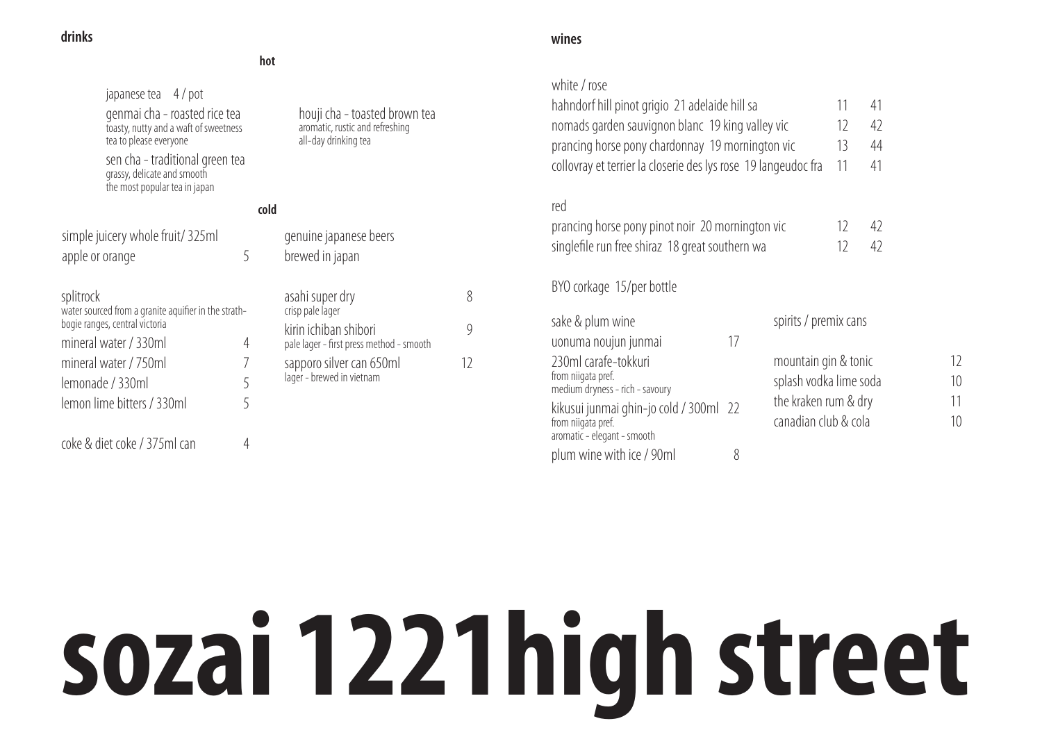## drinks

### hot

japanese tea 4 / pot

genmai cha - roasted rice tea
toasty, nutty and a waft of sweetness
tea to please everyone

sen cha - traditional green tea
grassy, delicate and smooth
the most popular tea in japan

houji cha - toasted brown tea
aromatic, rustic and refreshing
all-day drinking tea

### cold

| | |
|---|---|
| simple juicery whole fruit/ 325ml | |
| apple or orange | 5 |

splitrock
water sourced from a granite aquifier in the strath-bogie ranges, central victoria

| | |
|---|---|
| mineral water / 330ml | 4 |
| mineral water / 750ml | 7 |
| lemonade / 330ml | 5 |
| lemon lime bitters / 330ml | 5 |
| coke & diet coke / 375ml can | 4 |

genuine japanese beers
brewed in japan

| | |
|---|---|
| asahi super dry<br>crisp pale lager | 8 |
| kirin ichiban shibori<br>pale lager - first press method - smooth | 9 |
| sapporo silver can 650ml<br>lager - brewed in vietnam | 12 |

## wines

white / rose

| | | |
|---|---|---|
| hahndorf hill pinot grigio 21 adelaide hill sa | 11 | 41 |
| nomads garden sauvignon blanc 19 king valley vic | 12 | 42 |
| prancing horse pony chardonnay 19 mornington vic | 13 | 44 |
| collovray et terrier la closerie des lys rose 19 langeudoc fra | 11 | 41 |

red

| | | |
|---|---|---|
| prancing horse pony pinot noir 20 mornington vic | 12 | 42 |
| singlefile run free shiraz 18 great southern wa | 12 | 42 |

BYO corkage 15/per bottle

sake & plum wine

| | |
|---|---|
| uonuma noujun junmai<br>230ml carafe-tokkuri<br>from niigata pref.<br>medium dryness - rich - savoury | 17 |
| kikusui junmai ghin-jo cold / 300ml<br>from niigata pref.<br>aromatic - elegant - smooth | 22 |
| plum wine with ice / 90ml | 8 |

spirits / premix cans

| | |
|---|---|
| mountain gin & tonic | 12 |
| splash vodka lime soda | 10 |
| the kraken rum & dry | 11 |
| canadian club & cola | 10 |

# sozai 1221high street